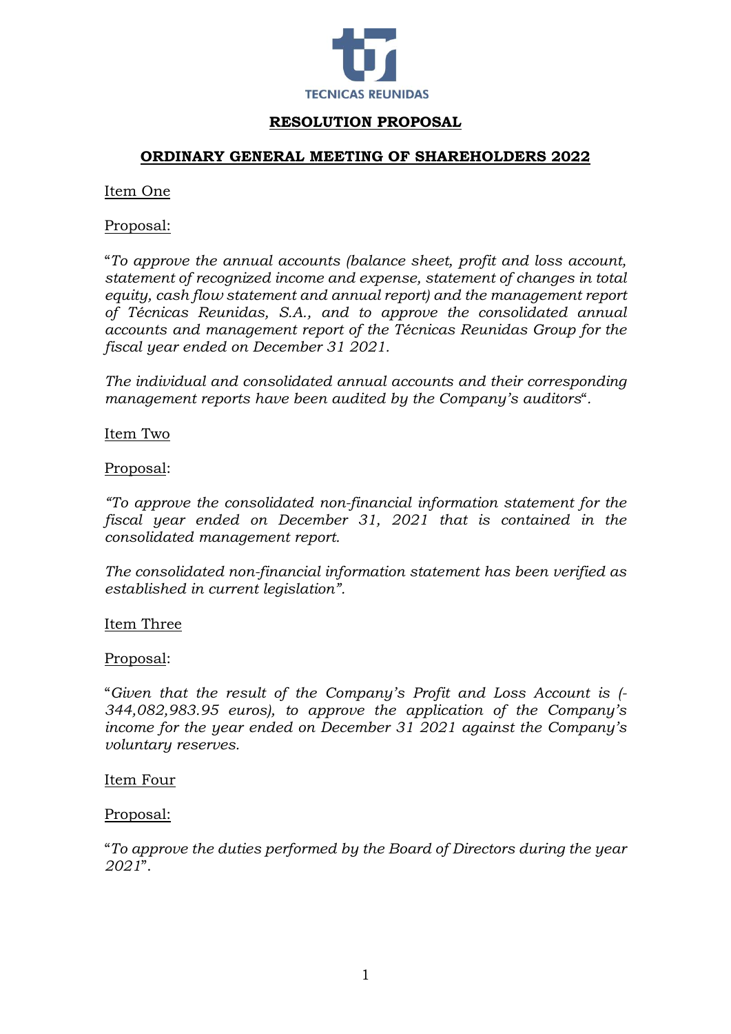TECNICAS REUNIDAS

# RESOLUTION PROPOSAL

## ORDINARY GENERAL MEETING OF SHAREHOLDERS 2022

Item One

Proposal:

"*To approve the annual accounts (balance sheet, profit and loss account, statement of recognized income and expense, statement of changes in total equity, cash flow statement and annual report) and the management report of Técnicas Reunidas, S.A., and to approve the consolidated annual accounts and management report of the Técnicas Reunidas Group for the fiscal year ended on December 31 2021.*

*The individual and consolidated annual accounts and their corresponding management reports have been audited by the Company's auditors*".

Item Two

Proposal:

*"To approve the consolidated non-financial information statement for the fiscal year ended on December 31, 2021 that is contained in the consolidated management report.*

*The consolidated non-financial information statement has been verified as established in current legislation"*.

Item Three

Proposal:

"*Given that the result of the Company's Profit and Loss Account is (-344,082,983.95 euros), to approve the application of the Company's income for the year ended on December 31 2021 against the Company's voluntary reserves.*

Item Four

Proposal:

"*To approve the duties performed by the Board of Directors during the year 2021*".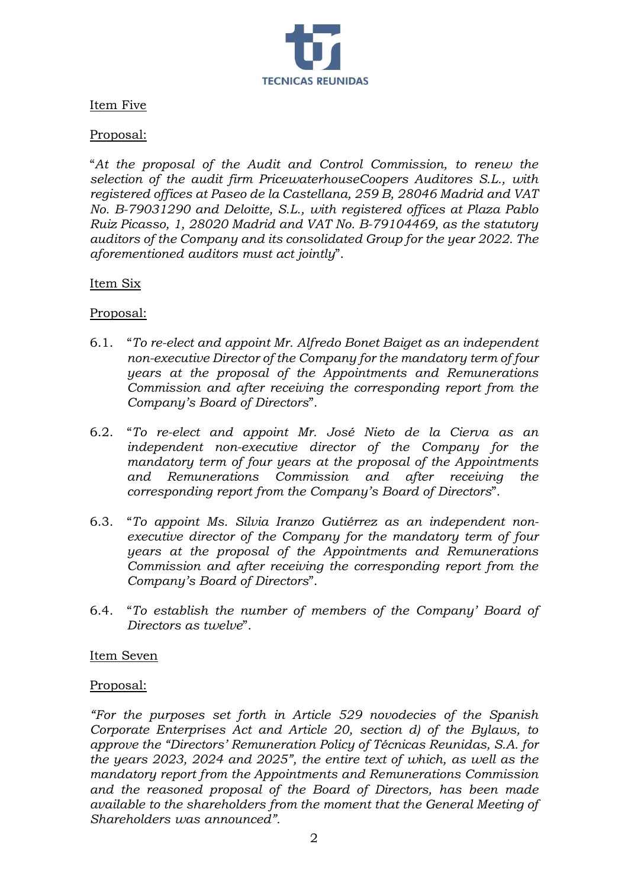Item Five

Proposal:

"*At the proposal of the Audit and Control Commission, to renew the selection of the audit firm PricewaterhouseCoopers Auditores S.L., with registered offices at Paseo de la Castellana, 259 B, 28046 Madrid and VAT No. B-79031290 and Deloitte, S.L., with registered offices at Plaza Pablo Ruiz Picasso, 1, 28020 Madrid and VAT No. B-79104469, as the statutory auditors of the Company and its consolidated Group for the year 2022. The aforementioned auditors must act jointly*".

Item Six

Proposal:

6.1. "*To re-elect and appoint Mr. Alfredo Bonet Baiget as an independent non-executive Director of the Company for the mandatory term of four years at the proposal of the Appointments and Remunerations Commission and after receiving the corresponding report from the Company's Board of Directors*".

6.2. "*To re-elect and appoint Mr. José Nieto de la Cierva as an independent non-executive director of the Company for the mandatory term of four years at the proposal of the Appointments and Remunerations Commission and after receiving the corresponding report from the Company's Board of Directors*".

6.3. "*To appoint Ms. Silvia Iranzo Gutiérrez as an independent non-executive director of the Company for the mandatory term of four years at the proposal of the Appointments and Remunerations Commission and after receiving the corresponding report from the Company's Board of Directors*".

6.4. "*To establish the number of members of the Company' Board of Directors as twelve*".

Item Seven

Proposal:

*"For the purposes set forth in Article 529 novodecies of the Spanish Corporate Enterprises Act and Article 20, section d) of the Bylaws, to approve the "Directors' Remuneration Policy of Técnicas Reunidas, S.A. for the years 2023, 2024 and 2025", the entire text of which, as well as the mandatory report from the Appointments and Remunerations Commission and the reasoned proposal of the Board of Directors, has been made available to the shareholders from the moment that the General Meeting of Shareholders was announced".*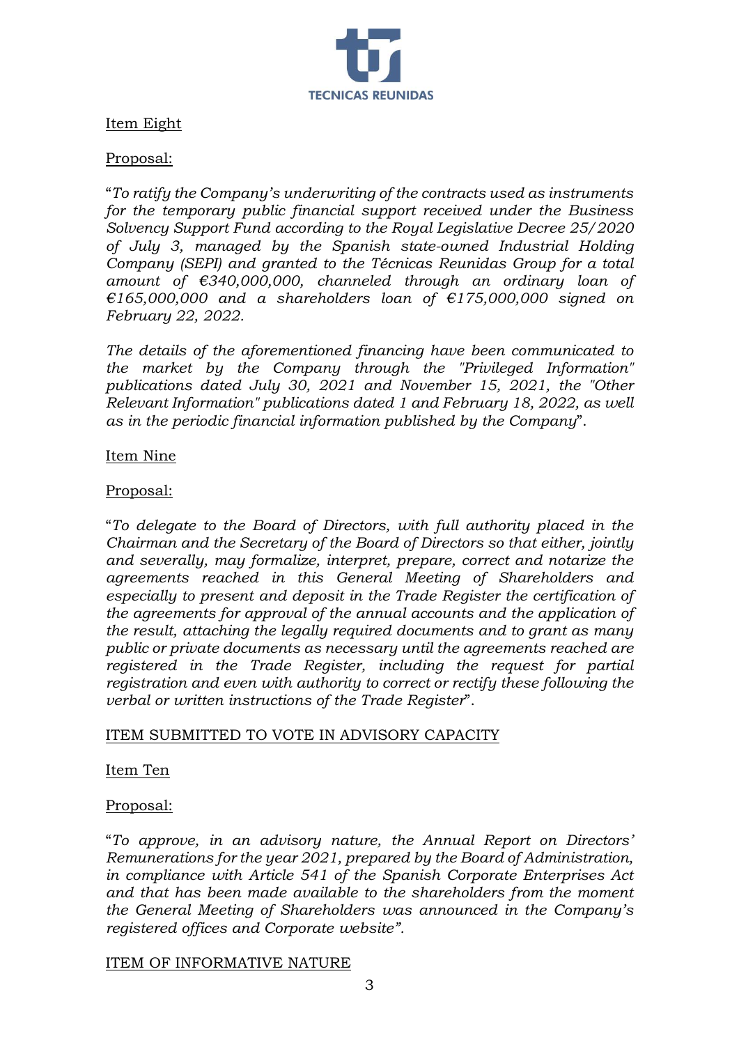Item Eight

Proposal:

"*To ratify the Company's underwriting of the contracts used as instruments for the temporary public financial support received under the Business Solvency Support Fund according to the Royal Legislative Decree 25/2020 of July 3, managed by the Spanish state-owned Industrial Holding Company (SEPI) and granted to the Técnicas Reunidas Group for a total amount of €340,000,000, channeled through an ordinary loan of €165,000,000 and a shareholders loan of €175,000,000 signed on February 22, 2022.*

*The details of the aforementioned financing have been communicated to the market by the Company through the "Privileged Information" publications dated July 30, 2021 and November 15, 2021, the "Other Relevant Information" publications dated 1 and February 18, 2022, as well as in the periodic financial information published by the Company*".

Item Nine

Proposal:

"*To delegate to the Board of Directors, with full authority placed in the Chairman and the Secretary of the Board of Directors so that either, jointly and severally, may formalize, interpret, prepare, correct and notarize the agreements reached in this General Meeting of Shareholders and especially to present and deposit in the Trade Register the certification of the agreements for approval of the annual accounts and the application of the result, attaching the legally required documents and to grant as many public or private documents as necessary until the agreements reached are registered in the Trade Register, including the request for partial registration and even with authority to correct or rectify these following the verbal or written instructions of the Trade Register*".

ITEM SUBMITTED TO VOTE IN ADVISORY CAPACITY

Item Ten

Proposal:

"*To approve, in an advisory nature, the Annual Report on Directors' Remunerations for the year 2021, prepared by the Board of Administration, in compliance with Article 541 of the Spanish Corporate Enterprises Act and that has been made available to the shareholders from the moment the General Meeting of Shareholders was announced in the Company's registered offices and Corporate website".*

ITEM OF INFORMATIVE NATURE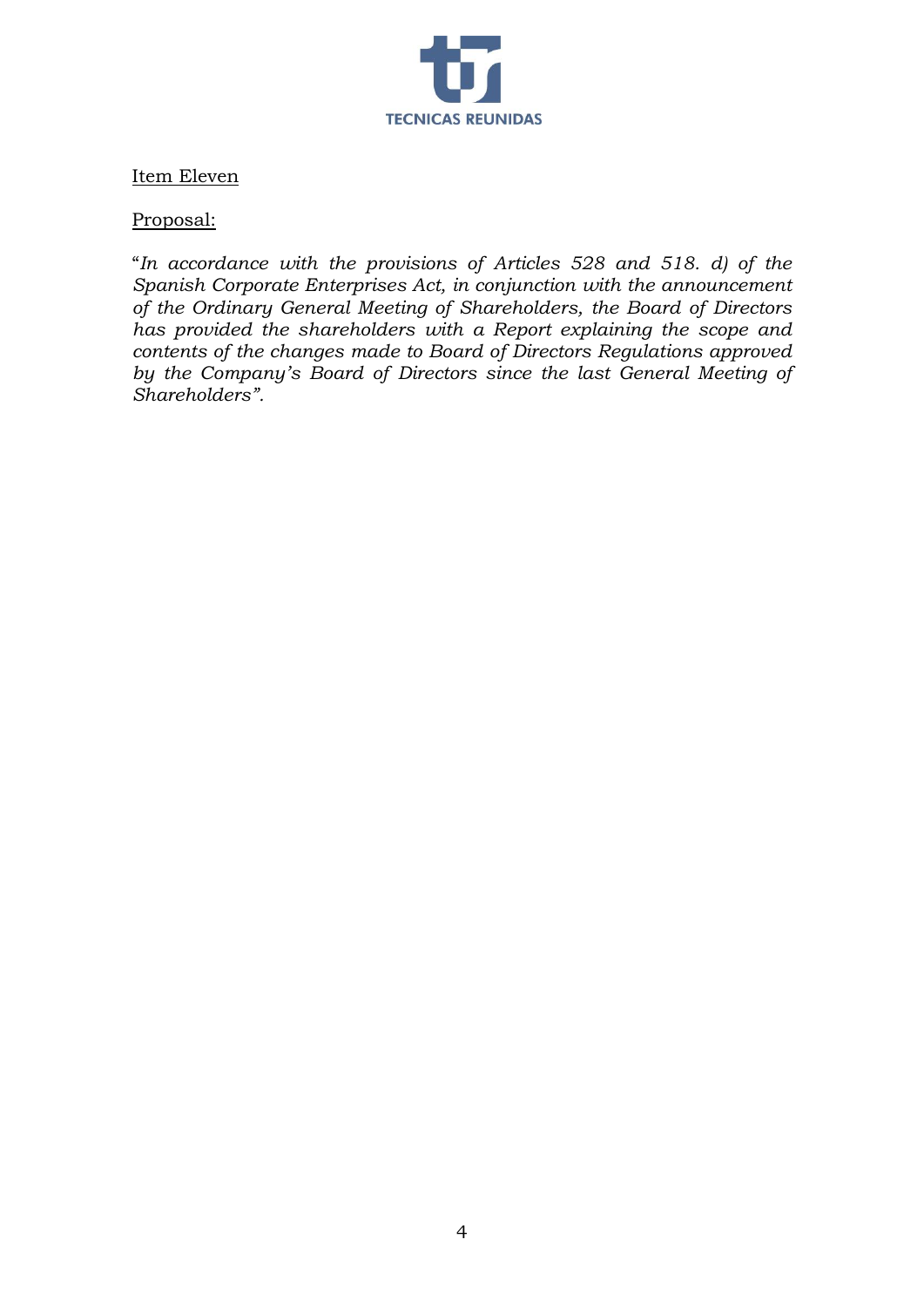Item Eleven

Proposal:

"*In accordance with the provisions of Articles 528 and 518. d) of the Spanish Corporate Enterprises Act, in conjunction with the announcement of the Ordinary General Meeting of Shareholders, the Board of Directors has provided the shareholders with a Report explaining the scope and contents of the changes made to Board of Directors Regulations approved by the Company's Board of Directors since the last General Meeting of Shareholders".*